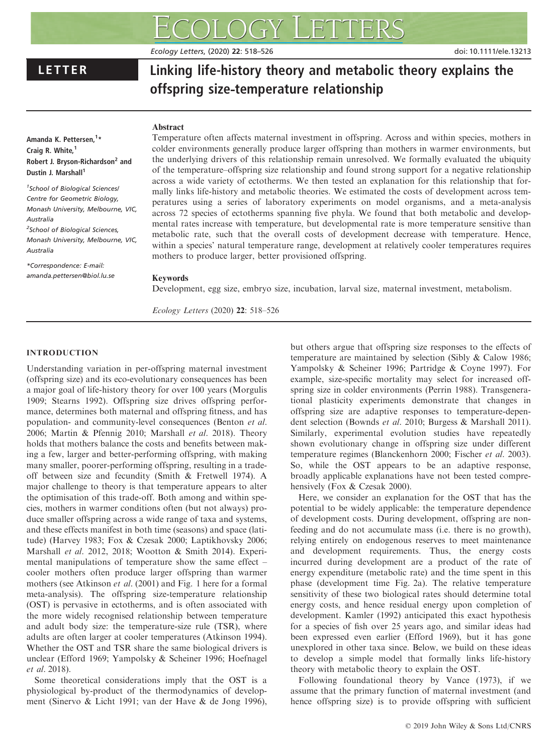LETTER

# Linking life-history theory and metabolic theory explains the offspring size-temperature relationship

Amanda K. Pettersen,[1]* Craig R. White,[1] Robert J. Bryson-Richardson[2] and Dustin J. Marshall[1]

[1]School of Biological Sciences/ Centre for Geometric Biology, Monash University, Melbourne, VIC, Australia

[2]School of Biological Sciences, Monash University, Melbourne, VIC, Australia

*Correspondence: E-mail: amanda.pettersen@biol.lu.se

## Abstract

Temperature often affects maternal investment in offspring. Across and within species, mothers in colder environments generally produce larger offspring than mothers in warmer environments, but the underlying drivers of this relationship remain unresolved. We formally evaluated the ubiquity of the temperature–offspring size relationship and found strong support for a negative relationship across a wide variety of ectotherms. We then tested an explanation for this relationship that formally links life-history and metabolic theories. We estimated the costs of development across temperatures using a series of laboratory experiments on model organisms, and a meta-analysis across 72 species of ectotherms spanning five phyla. We found that both metabolic and developmental rates increase with temperature, but developmental rate is more temperature sensitive than metabolic rate, such that the overall costs of development decrease with temperature. Hence, within a species' natural temperature range, development at relatively cooler temperatures requires mothers to produce larger, better provisioned offspring.

## Keywords

Development, egg size, embryo size, incubation, larval size, maternal investment, metabolism.

*Ecology Letters* (2020) **22**: 518–526

## INTRODUCTION

Understanding variation in per-offspring maternal investment (offspring size) and its eco-evolutionary consequences has been a major goal of life-history theory for over 100 years (Morgulis 1909; Stearns 1992). Offspring size drives offspring performance, determines both maternal and offspring fitness, and has population- and community-level consequences (Benton *et al*. 2006; Martin & Pfennig 2010; Marshall *et al*. 2018). Theory holds that mothers balance the costs and benefits between making a few, larger and better-performing offspring, with making many smaller, poorer-performing offspring, resulting in a trade-off between size and fecundity (Smith & Fretwell 1974). A major challenge to theory is that temperature appears to alter the optimisation of this trade-off. Both among and within species, mothers in warmer conditions often (but not always) produce smaller offspring across a wide range of taxa and systems, and these effects manifest in both time (seasons) and space (latitude) (Harvey 1983; Fox & Czesak 2000; Laptikhovsky 2006; Marshall *et al*. 2012, 2018; Wootton & Smith 2014). Experimental manipulations of temperature show the same effect – cooler mothers often produce larger offspring than warmer mothers (see Atkinson *et al*. (2001) and Fig. 1 here for a formal meta-analysis). The offspring size-temperature relationship (OST) is pervasive in ectotherms, and is often associated with the more widely recognised relationship between temperature and adult body size: the temperature-size rule (TSR), where adults are often larger at cooler temperatures (Atkinson 1994). Whether the OST and TSR share the same biological drivers is unclear (Efford 1969; Yampolsky & Scheiner 1996; Hoefnagel *et al*. 2018).

Some theoretical considerations imply that the OST is a physiological by-product of the thermodynamics of development (Sinervo & Licht 1991; van der Have & de Jong 1996), but others argue that offspring size responses to the effects of temperature are maintained by selection (Sibly & Calow 1986; Yampolsky & Scheiner 1996; Partridge & Coyne 1997). For example, size-specific mortality may select for increased offspring size in colder environments (Perrin 1988). Transgenerational plasticity experiments demonstrate that changes in offspring size are adaptive responses to temperature-dependent selection (Bownds *et al*. 2010; Burgess & Marshall 2011). Similarly, experimental evolution studies have repeatedly shown evolutionary change in offspring size under different temperature regimes (Blanckenhorn 2000; Fischer *et al*. 2003). So, while the OST appears to be an adaptive response, broadly applicable explanations have not been tested comprehensively (Fox & Czesak 2000).

Here, we consider an explanation for the OST that has the potential to be widely applicable: the temperature dependence of development costs. During development, offspring are non-feeding and do not accumulate mass (i.e. there is no growth), relying entirely on endogenous reserves to meet maintenance and development requirements. Thus, the energy costs incurred during development are a product of the rate of energy expenditure (metabolic rate) and the time spent in this phase (development time Fig. 2a). The relative temperature sensitivity of these two biological rates should determine total energy costs, and hence residual energy upon completion of development. Kamler (1992) anticipated this exact hypothesis for a species of fish over 25 years ago, and similar ideas had been expressed even earlier (Efford 1969), but it has gone unexplored in other taxa since. Below, we build on these ideas to develop a simple model that formally links life-history theory with metabolic theory to explain the OST.

Following foundational theory by Vance (1973), if we assume that the primary function of maternal investment (and hence offspring size) is to provide offspring with sufficient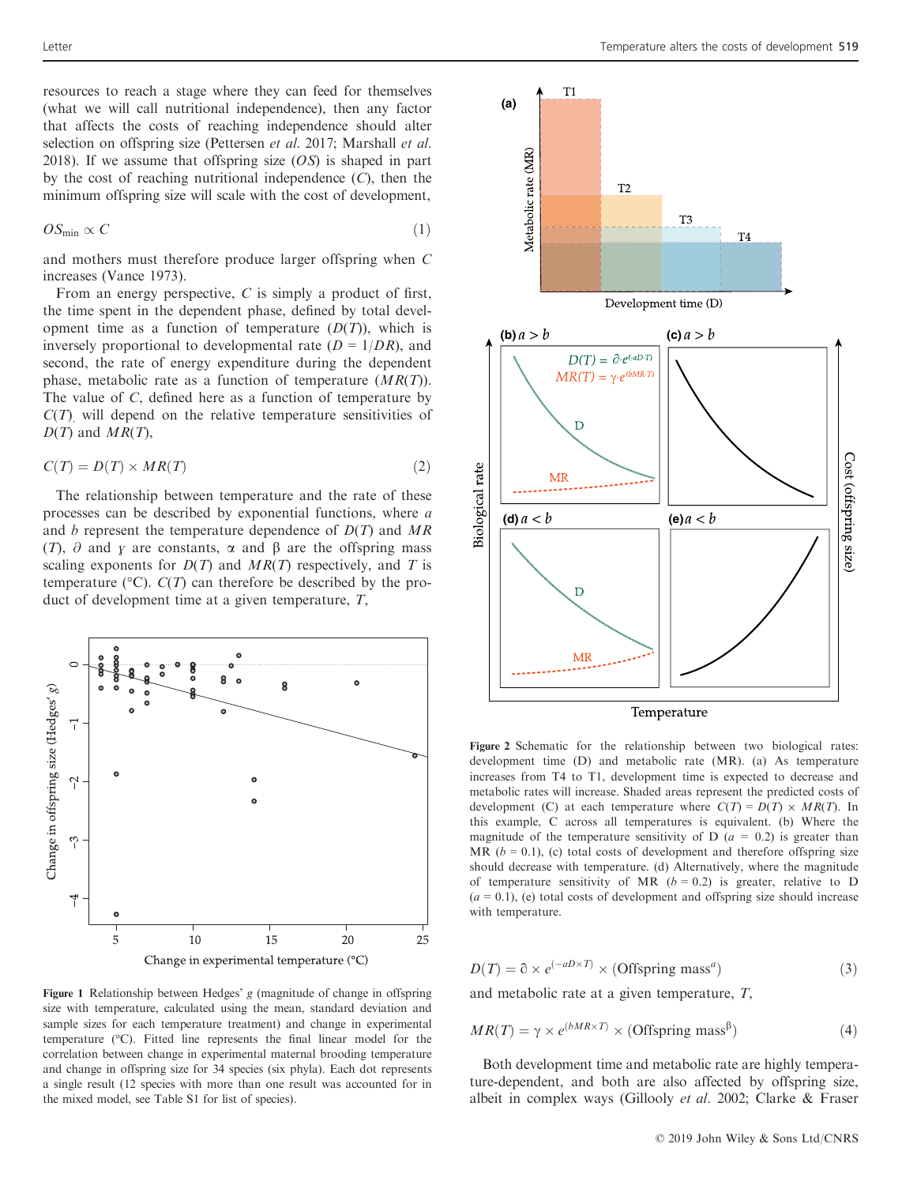resources to reach a stage where they can feed for themselves (what we will call nutritional independence), then any factor that affects the costs of reaching independence should alter selection on offspring size (Pettersen *et al.* 2017; Marshall *et al.* 2018). If we assume that offspring size ($OS$) is shaped in part by the cost of reaching nutritional independence ($C$), then the minimum offspring size will scale with the cost of development,

$$OS_{\min} \propto C \tag{1}$$

and mothers must therefore produce larger offspring when $C$ increases (Vance 1973).

From an energy perspective, $C$ is simply a product of first, the time spent in the dependent phase, defined by total development time as a function of temperature ($D(T)$), which is inversely proportional to developmental rate ($D = 1/DR$), and second, the rate of energy expenditure during the dependent phase, metabolic rate as a function of temperature ($MR(T)$). The value of $C$, defined here as a function of temperature by $C(T)$, will depend on the relative temperature sensitivities of $D(T)$ and $MR(T)$,

$$C(T) = D(T) \times MR(T) \tag{2}$$

The relationship between temperature and the rate of these processes can be described by exponential functions, where $a$ and $b$ represent the temperature dependence of $D(T)$ and $MR(T)$, $\partial$ and $\gamma$ are constants, $\alpha$ and $\beta$ are the offspring mass scaling exponents for $D(T)$ and $MR(T)$ respectively, and $T$ is temperature (°C). $C(T)$ can therefore be described by the product of development time at a given temperature, $T$,

Figure 1 Relationship between Hedges' $g$ (magnitude of change in offspring size with temperature, calculated using the mean, standard deviation and sample sizes for each temperature treatment) and change in experimental temperature (°C). Fitted line represents the final linear model for the correlation between change in experimental maternal brooding temperature and change in offspring size for 34 species (six phyla). Each dot represents a single result (12 species with more than one result was accounted for in the mixed model, see Table S1 for list of species).

Figure 2 Schematic for the relationship between two biological rates: development time (D) and metabolic rate (MR). (a) As temperature increases from T4 to T1, development time is expected to decrease and metabolic rates will increase. Shaded areas represent the predicted costs of development (C) at each temperature where $C(T) = D(T) \times MR(T)$. In this example, C across all temperatures is equivalent. (b) Where the magnitude of the temperature sensitivity of D ($a$ = 0.2) is greater than MR ($b$ = 0.1), (c) total costs of development and therefore offspring size should decrease with temperature. (d) Alternatively, where the magnitude of temperature sensitivity of MR ($b$ = 0.2) is greater, relative to D ($a$ = 0.1), (e) total costs of development and offspring size should increase with temperature.

$$D(T) = \partial \times e^{(-aD \times T)} \times (\text{Offspring mass}^{a}) \tag{3}$$

and metabolic rate at a given temperature, $T$,

$$MR(T) = \gamma \times e^{(bMR \times T)} \times (\text{Offspring mass}^{\beta}) \tag{4}$$

Both development time and metabolic rate are highly temperature-dependent, and both are also affected by offspring size, albeit in complex ways (Gillooly *et al.* 2002; Clarke & Fraser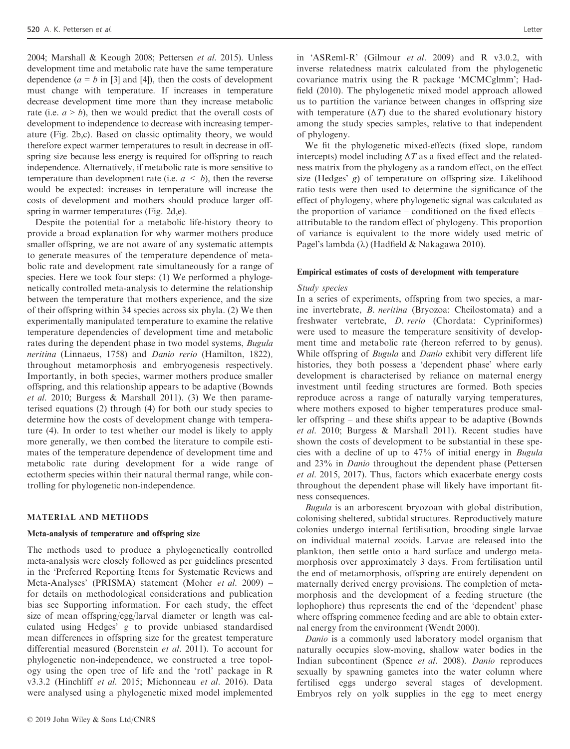2004; Marshall & Keough 2008; Pettersen *et al.* 2015). Unless development time and metabolic rate have the same temperature dependence ($a = b$ in [3] and [4]), then the costs of development must change with temperature. If increases in temperature decrease development time more than they increase metabolic rate (i.e. $a > b$), then we would predict that the overall costs of development to independence to decrease with increasing temperature (Fig. 2b,c). Based on classic optimality theory, we would therefore expect warmer temperatures to result in decrease in offspring size because less energy is required for offspring to reach independence. Alternatively, if metabolic rate is more sensitive to temperature than development rate (i.e. $a < b$), then the reverse would be expected: increases in temperature will increase the costs of development and mothers should produce larger offspring in warmer temperatures (Fig. 2d,e).

Despite the potential for a metabolic life-history theory to provide a broad explanation for why warmer mothers produce smaller offspring, we are not aware of any systematic attempts to generate measures of the temperature dependence of metabolic rate and development rate simultaneously for a range of species. Here we took four steps: (1) We performed a phylogenetically controlled meta-analysis to determine the relationship between the temperature that mothers experience, and the size of their offspring within 34 species across six phyla. (2) We then experimentally manipulated temperature to examine the relative temperature dependencies of development time and metabolic rates during the dependent phase in two model systems, *Bugula neritina* (Linnaeus, 1758) and *Danio rerio* (Hamilton, 1822), throughout metamorphosis and embryogenesis respectively. Importantly, in both species, warmer mothers produce smaller offspring, and this relationship appears to be adaptive (Bownds *et al.* 2010; Burgess & Marshall 2011). (3) We then parameterised equations (2) through (4) for both our study species to determine how the costs of development change with temperature (4). In order to test whether our model is likely to apply more generally, we then combed the literature to compile estimates of the temperature dependence of development time and metabolic rate during development for a wide range of ectotherm species within their natural thermal range, while controlling for phylogenetic non-independence.

## MATERIAL AND METHODS

### Meta-analysis of temperature and offspring size

The methods used to produce a phylogenetically controlled meta-analysis were closely followed as per guidelines presented in the 'Preferred Reporting Items for Systematic Reviews and Meta-Analyses' (PRISMA) statement (Moher *et al.* 2009) – for details on methodological considerations and publication bias see Supporting information. For each study, the effect size of mean offspring/egg/larval diameter or length was calculated using Hedges' *g* to provide unbiased standardised mean differences in offspring size for the greatest temperature differential measured (Borenstein *et al.* 2011). To account for phylogenetic non-independence, we constructed a tree topology using the open tree of life and the 'rotl' package in R v3.3.2 (Hinchliff *et al.* 2015; Michonneau *et al.* 2016). Data were analysed using a phylogenetic mixed model implemented in 'ASReml-R' (Gilmour *et al.* 2009) and R v3.0.2, with inverse relatedness matrix calculated from the phylogenetic covariance matrix using the R package 'MCMCglmm'; Hadfield (2010). The phylogenetic mixed model approach allowed us to partition the variance between changes in offspring size with temperature ($\Delta T$) due to the shared evolutionary history among the study species samples, relative to that independent of phylogeny.

We fit the phylogenetic mixed-effects (fixed slope, random intercepts) model including $\Delta T$ as a fixed effect and the relatedness matrix from the phylogeny as a random effect, on the effect size (Hedges' *g*) of temperature on offspring size. Likelihood ratio tests were then used to determine the significance of the effect of phylogeny, where phylogenetic signal was calculated as the proportion of variance – conditioned on the fixed effects – attributable to the random effect of phylogeny. This proportion of variance is equivalent to the more widely used metric of Pagel's lambda ($\lambda$) (Hadfield & Nakagawa 2010).

### Empirical estimates of costs of development with temperature

#### Study species

In a series of experiments, offspring from two species, a marine invertebrate, *B. neritina* (Bryozoa: Cheilostomata) and a freshwater vertebrate, *D. rerio* (Chordata: Cypriniformes) were used to measure the temperature sensitivity of development time and metabolic rate (hereon referred to by genus). While offspring of *Bugula* and *Danio* exhibit very different life histories, they both possess a 'dependent phase' where early development is characterised by reliance on maternal energy investment until feeding structures are formed. Both species reproduce across a range of naturally varying temperatures, where mothers exposed to higher temperatures produce smaller offspring – and these shifts appear to be adaptive (Bownds *et al.* 2010; Burgess & Marshall 2011). Recent studies have shown the costs of development to be substantial in these species with a decline of up to 47% of initial energy in *Bugula* and 23% in *Danio* throughout the dependent phase (Pettersen *et al.* 2015, 2017). Thus, factors which exacerbate energy costs throughout the dependent phase will likely have important fitness consequences.

*Bugula* is an arborescent bryozoan with global distribution, colonising sheltered, subtidal structures. Reproductively mature colonies undergo internal fertilisation, brooding single larvae on individual maternal zooids. Larvae are released into the plankton, then settle onto a hard surface and undergo metamorphosis over approximately 3 days. From fertilisation until the end of metamorphosis, offspring are entirely dependent on maternally derived energy provisions. The completion of metamorphosis and the development of a feeding structure (the lophophore) thus represents the end of the 'dependent' phase where offspring commence feeding and are able to obtain external energy from the environment (Wendt 2000).

*Danio* is a commonly used laboratory model organism that naturally occupies slow-moving, shallow water bodies in the Indian subcontinent (Spence *et al.* 2008). *Danio* reproduces sexually by spawning gametes into the water column where fertilised eggs undergo several stages of development. Embryos rely on yolk supplies in the egg to meet energy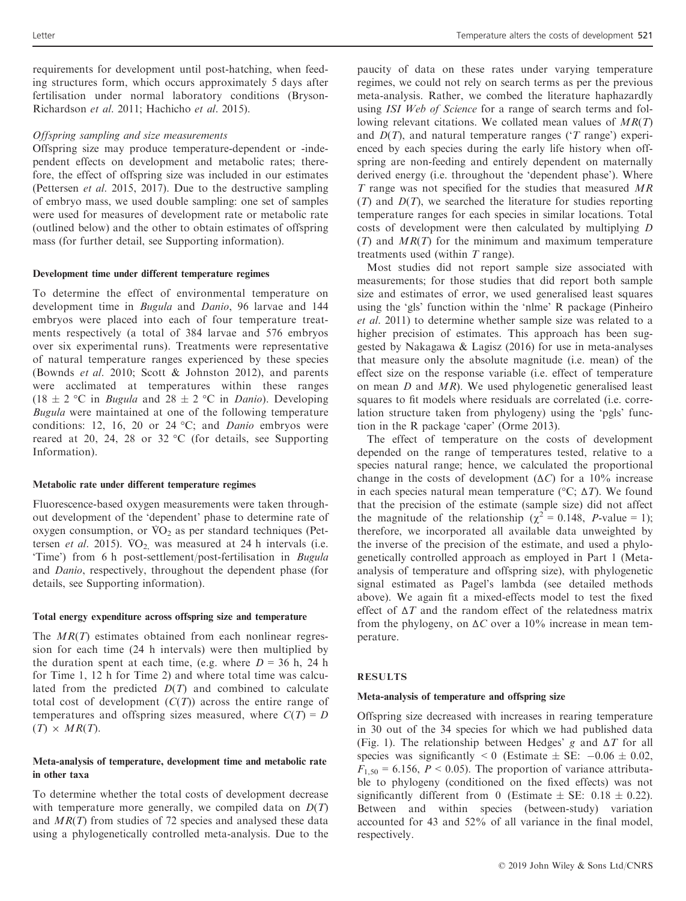requirements for development until post-hatching, when feeding structures form, which occurs approximately 5 days after fertilisation under normal laboratory conditions (Bryson-Richardson *et al.* 2011; Hachicho *et al.* 2015).

*Offspring sampling and size measurements*

Offspring size may produce temperature-dependent or -independent effects on development and metabolic rates; therefore, the effect of offspring size was included in our estimates (Pettersen *et al.* 2015, 2017). Due to the destructive sampling of embryo mass, we used double sampling: one set of samples were used for measures of development rate or metabolic rate (outlined below) and the other to obtain estimates of offspring mass (for further detail, see Supporting information).

#### Development time under different temperature regimes

To determine the effect of environmental temperature on development time in *Bugula* and *Danio*, 96 larvae and 144 embryos were placed into each of four temperature treatments respectively (a total of 384 larvae and 576 embryos over six experimental runs). Treatments were representative of natural temperature ranges experienced by these species (Bownds *et al.* 2010; Scott & Johnston 2012), and parents were acclimated at temperatures within these ranges (18 ± 2 °C in *Bugula* and 28 ± 2 °C in *Danio*). Developing *Bugula* were maintained at one of the following temperature conditions: 12, 16, 20 or 24 °C; and *Danio* embryos were reared at 20, 24, 28 or 32 °C (for details, see Supporting Information).

#### Metabolic rate under different temperature regimes

Fluorescence-based oxygen measurements were taken throughout development of the 'dependent' phase to determine rate of oxygen consumption, or $\dot{V}O_2$ as per standard techniques (Pettersen *et al.* 2015). $\dot{V}O_2$ was measured at 24 h intervals (i.e. 'Time') from 6 h post-settlement/post-fertilisation in *Bugula* and *Danio*, respectively, throughout the dependent phase (for details, see Supporting information).

#### Total energy expenditure across offspring size and temperature

The $MR(T)$ estimates obtained from each nonlinear regression for each time (24 h intervals) were then multiplied by the duration spent at each time, (e.g. where $D$ = 36 h, 24 h for Time 1, 12 h for Time 2) and where total time was calculated from the predicted $D(T)$ and combined to calculate total cost of development ($C(T)$) across the entire range of temperatures and offspring sizes measured, where $C(T) = D(T) \times MR(T)$.

#### Meta-analysis of temperature, development time and metabolic rate in other taxa

To determine whether the total costs of development decrease with temperature more generally, we compiled data on $D(T)$ and $MR(T)$ from studies of 72 species and analysed these data using a phylogenetically controlled meta-analysis. Due to the paucity of data on these rates under varying temperature regimes, we could not rely on search terms as per the previous meta-analysis. Rather, we combed the literature haphazardly using *ISI Web of Science* for a range of search terms and following relevant citations. We collated mean values of $MR(T)$ and $D(T)$, and natural temperature ranges ('$T$ range') experienced by each species during the early life history when offspring are non-feeding and entirely dependent on maternally derived energy (i.e. throughout the 'dependent phase'). Where $T$ range was not specified for the studies that measured $MR(T)$ and $D(T)$, we searched the literature for studies reporting temperature ranges for each species in similar locations. Total costs of development were then calculated by multiplying $D(T)$ and $MR(T)$ for the minimum and maximum temperature treatments used (within $T$ range).

Most studies did not report sample size associated with measurements; for those studies that did report both sample size and estimates of error, we used generalised least squares using the 'gls' function within the 'nlme' R package (Pinheiro *et al.* 2011) to determine whether sample size was related to a higher precision of estimates. This approach has been suggested by Nakagawa & Lagisz (2016) for use in meta-analyses that measure only the absolute magnitude (i.e. mean) of the effect size on the response variable (i.e. effect of temperature on mean $D$ and $MR$). We used phylogenetic generalised least squares to fit models where residuals are correlated (i.e. correlation structure taken from phylogeny) using the 'pgls' function in the R package 'caper' (Orme 2013).

The effect of temperature on the costs of development depended on the range of temperatures tested, relative to a species natural range; hence, we calculated the proportional change in the costs of development ($\Delta C$) for a 10% increase in each species natural mean temperature (°C; $\Delta T$). We found that the precision of the estimate (sample size) did not affect the magnitude of the relationship ($\chi^2 = 0.148$, $P$-value = 1); therefore, we incorporated all available data unweighted by the inverse of the precision of the estimate, and used a phylogenetically controlled approach as employed in Part 1 (Meta-analysis of temperature and offspring size), with phylogenetic signal estimated as Pagel's lambda (see detailed methods above). We again fit a mixed-effects model to test the fixed effect of $\Delta T$ and the random effect of the relatedness matrix from the phylogeny, on $\Delta C$ over a 10% increase in mean temperature.

## RESULTS

#### Meta-analysis of temperature and offspring size

Offspring size decreased with increases in rearing temperature in 30 out of the 34 species for which we had published data (Fig. 1). The relationship between Hedges' $g$ and $\Delta T$ for all species was significantly < 0 (Estimate ± SE: −0.06 ± 0.02, $F_{1,50} = 6.156$, $P < 0.05$). The proportion of variance attributable to phylogeny (conditioned on the fixed effects) was not significantly different from 0 (Estimate ± SE: 0.18 ± 0.22). Between and within species (between-study) variation accounted for 43 and 52% of all variance in the final model, respectively.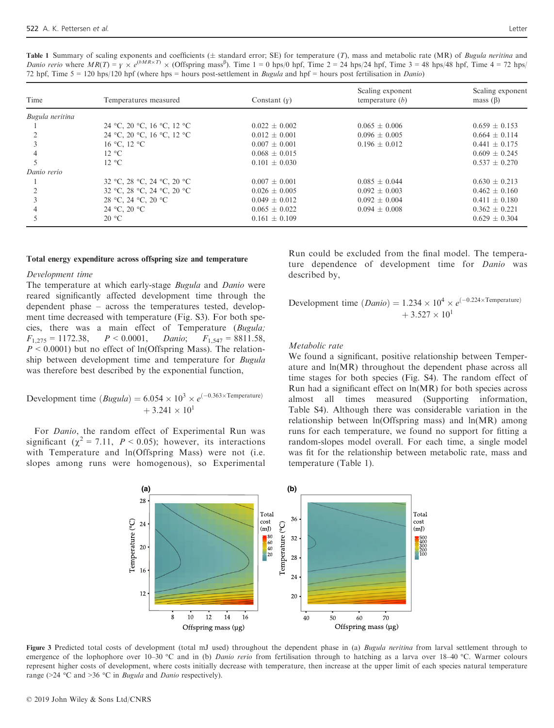**Table 1** Summary of scaling exponents and coefficients (± standard error; SE) for temperature ($T$), mass and metabolic rate (MR) of *Bugula neritina* and *Danio rerio* where $MR(T) = \gamma \times e^{(bMR \times T)} \times (\text{Offspring mass}^{\beta})$. Time 1 = 0 hps/0 hpf, Time 2 = 24 hps/24 hpf, Time 3 = 48 hps/48 hpf, Time 4 = 72 hps/72 hpf, Time 5 = 120 hps/120 hpf (where hps = hours post-settlement in *Bugula* and hpf = hours post fertilisation in *Danio*)

| Time | Temperatures measured | Constant ($\gamma$) | Scaling exponent temperature ($b$) | Scaling exponent mass ($\beta$) |
|---|---|---|---|---|
| *Bugula neritina* | | | | |
| 1 | 24 °C, 20 °C, 16 °C, 12 °C | 0.022 ± 0.002 | 0.065 ± 0.006 | 0.659 ± 0.153 |
| 2 | 24 °C, 20 °C, 16 °C, 12 °C | 0.012 ± 0.001 | 0.096 ± 0.005 | 0.664 ± 0.114 |
| 3 | 16 °C, 12 °C | 0.007 ± 0.001 | 0.196 ± 0.012 | 0.441 ± 0.175 |
| 4 | 12 °C | 0.068 ± 0.015 | | 0.609 ± 0.245 |
| 5 | 12 °C | 0.101 ± 0.030 | | 0.537 ± 0.270 |
| *Danio rerio* | | | | |
| 1 | 32 °C, 28 °C, 24 °C, 20 °C | 0.007 ± 0.001 | 0.085 ± 0.044 | 0.630 ± 0.213 |
| 2 | 32 °C, 28 °C, 24 °C, 20 °C | 0.026 ± 0.005 | 0.092 ± 0.003 | 0.462 ± 0.160 |
| 3 | 28 °C, 24 °C, 20 °C | 0.049 ± 0.012 | 0.092 ± 0.004 | 0.411 ± 0.180 |
| 4 | 24 °C, 20 °C | 0.065 ± 0.022 | 0.094 ± 0.008 | 0.362 ± 0.221 |
| 5 | 20 °C | 0.161 ± 0.109 | | 0.629 ± 0.304 |

### Total energy expenditure across offspring size and temperature

#### *Development time*

The temperature at which early-stage *Bugula* and *Danio* were reared significantly affected development time through the dependent phase – across the temperatures tested, development time decreased with temperature (Fig. S3). For both species, there was a main effect of Temperature (*Bugula;* $F_{1,275} = 1172.38$, $P < 0.0001$, *Danio*; $F_{1,547} = 8811.58$, $P < 0.0001$) but no effect of ln(Offspring Mass). The relationship between development time and temperature for *Bugula* was therefore best described by the exponential function,

$$\text{Development time } (Bugula) = 6.054 \times 10^{3} \times e^{(-0.363 \times \text{Temperature})} + 3.241 \times 10^{1}$$

For *Danio*, the random effect of Experimental Run was significant ($\chi^2 = 7.11$, $P < 0.05$); however, its interactions with Temperature and ln(Offspring Mass) were not (i.e. slopes among runs were homogenous), so Experimental Run could be excluded from the final model. The temperature dependence of development time for *Danio* was described by,

$$\text{Development time } (Danio) = 1.234 \times 10^{4} \times e^{(-0.224 \times \text{Temperature})} + 3.527 \times 10^{1}$$

#### *Metabolic rate*

We found a significant, positive relationship between Temperature and ln(MR) throughout the dependent phase across all time stages for both species (Fig. S4). The random effect of Run had a significant effect on ln(MR) for both species across almost all times measured (Supporting information, Table S4). Although there was considerable variation in the relationship between ln(Offspring mass) and ln(MR) among runs for each temperature, we found no support for fitting a random-slopes model overall. For each time, a single model was fit for the relationship between metabolic rate, mass and temperature (Table 1).

**Figure 3** Predicted total costs of development (total mJ used) throughout the dependent phase in (a) *Bugula neritina* from larval settlement through to emergence of the lophophore over 10–30 °C and in (b) *Danio rerio* from fertilisation through to hatching as a larva over 18–40 °C. Warmer colours represent higher costs of development, where costs initially decrease with temperature, then increase at the upper limit of each species natural temperature range (>24 °C and >36 °C in *Bugula* and *Danio* respectively).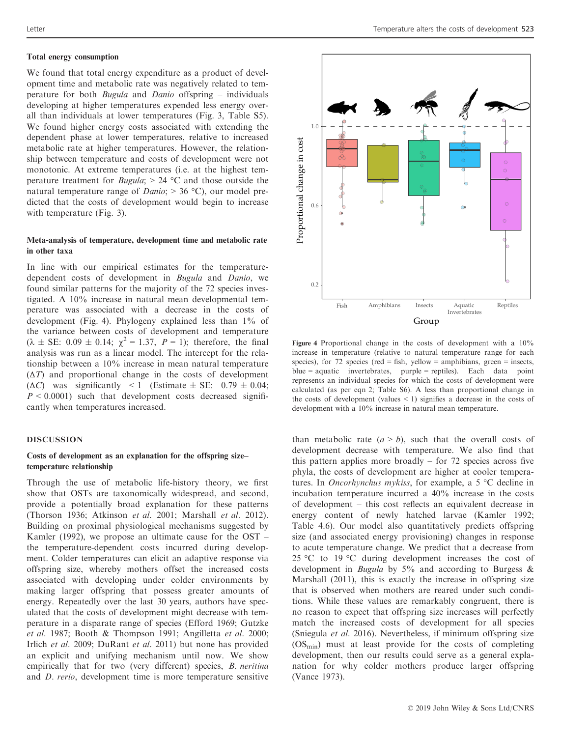### Total energy consumption

We found that total energy expenditure as a product of development time and metabolic rate was negatively related to temperature for both *Bugula* and *Danio* offspring – individuals developing at higher temperatures expended less energy overall than individuals at lower temperatures (Fig. 3, Table S5). We found higher energy costs associated with extending the dependent phase at lower temperatures, relative to increased metabolic rate at higher temperatures. However, the relationship between temperature and costs of development were not monotonic. At extreme temperatures (i.e. at the highest temperature treatment for *Bugula*; > 24 °C and those outside the natural temperature range of *Danio*; > 36 °C), our model predicted that the costs of development would begin to increase with temperature (Fig. 3).

### Meta-analysis of temperature, development time and metabolic rate in other taxa

In line with our empirical estimates for the temperature-dependent costs of development in *Bugula* and *Danio*, we found similar patterns for the majority of the 72 species investigated. A 10% increase in natural mean developmental temperature was associated with a decrease in the costs of development (Fig. 4). Phylogeny explained less than 1% of the variance between costs of development and temperature ($\lambda \pm$ SE: $0.09 \pm 0.14$; $\chi^2 = 1.37$, $P = 1$); therefore, the final analysis was run as a linear model. The intercept for the relationship between a 10% increase in mean natural temperature ($\Delta T$) and proportional change in the costs of development ($\Delta C$) was significantly $< 1$ (Estimate $\pm$ SE: $0.79 \pm 0.04$; $P < 0.0001$) such that development costs decreased significantly when temperatures increased.

Figure 4 Proportional change in the costs of development with a 10% increase in temperature (relative to natural temperature range for each species), for 72 species (red = fish, yellow = amphibians, green = insects, blue = aquatic invertebrates, purple = reptiles). Each data point represents an individual species for which the costs of development were calculated (as per eqn 2; Table S6). A less than proportional change in the costs of development (values < 1) signifies a decrease in the costs of development with a 10% increase in natural mean temperature.

## DISCUSSION

### Costs of development as an explanation for the offspring size–temperature relationship

Through the use of metabolic life-history theory, we first show that OSTs are taxonomically widespread, and second, provide a potentially broad explanation for these patterns (Thorson 1936; Atkinson *et al.* 2001; Marshall *et al.* 2012). Building on proximal physiological mechanisms suggested by Kamler (1992), we propose an ultimate cause for the OST – the temperature-dependent costs incurred during development. Colder temperatures can elicit an adaptive response via offspring size, whereby mothers offset the increased costs associated with developing under colder environments by making larger offspring that possess greater amounts of energy. Repeatedly over the last 30 years, authors have speculated that the costs of development might decrease with temperature in a disparate range of species (Efford 1969; Gutzke *et al.* 1987; Booth & Thompson 1991; Angilletta *et al.* 2000; Irlich *et al.* 2009; DuRant *et al.* 2011) but none has provided an explicit and unifying mechanism until now. We show empirically that for two (very different) species, *B. neritina* and *D. rerio*, development time is more temperature sensitive than metabolic rate ($a > b$), such that the overall costs of development decrease with temperature. We also find that this pattern applies more broadly – for 72 species across five phyla, the costs of development are higher at cooler temperatures. In *Oncorhynchus mykiss*, for example, a 5 °C decline in incubation temperature incurred a 40% increase in the costs of development – this cost reflects an equivalent decrease in energy content of newly hatched larvae (Kamler 1992; Table 4.6). Our model also quantitatively predicts offspring size (and associated energy provisioning) changes in response to acute temperature change. We predict that a decrease from 25 °C to 19 °C during development increases the cost of development in *Bugula* by 5% and according to Burgess & Marshall (2011), this is exactly the increase in offspring size that is observed when mothers are reared under such conditions. While these values are remarkably congruent, there is no reason to expect that offspring size increases will perfectly match the increased costs of development for all species (Sniegula *et al.* 2016). Nevertheless, if minimum offspring size ($OS_{min}$) must at least provide for the costs of completing development, then our results could serve as a general explanation for why colder mothers produce larger offspring (Vance 1973).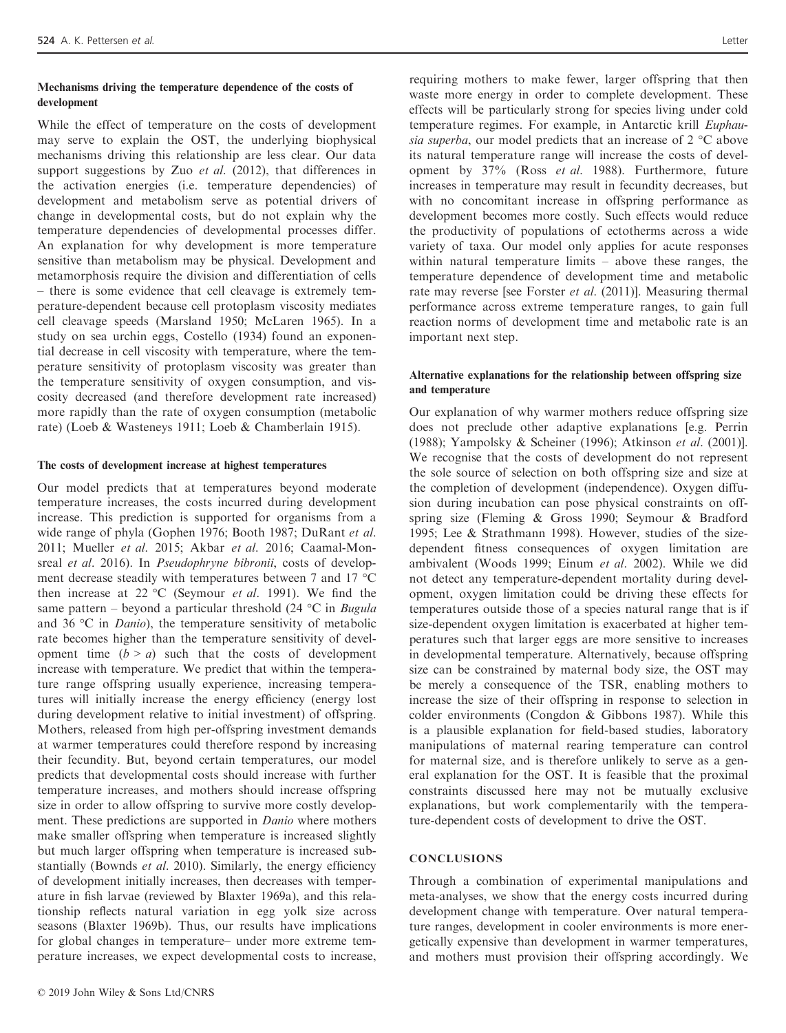### Mechanisms driving the temperature dependence of the costs of development

While the effect of temperature on the costs of development may serve to explain the OST, the underlying biophysical mechanisms driving this relationship are less clear. Our data support suggestions by Zuo *et al.* (2012), that differences in the activation energies (i.e. temperature dependencies) of development and metabolism serve as potential drivers of change in developmental costs, but do not explain why the temperature dependencies of developmental processes differ. An explanation for why development is more temperature sensitive than metabolism may be physical. Development and metamorphosis require the division and differentiation of cells – there is some evidence that cell cleavage is extremely temperature-dependent because cell protoplasm viscosity mediates cell cleavage speeds (Marsland 1950; McLaren 1965). In a study on sea urchin eggs, Costello (1934) found an exponential decrease in cell viscosity with temperature, where the temperature sensitivity of protoplasm viscosity was greater than the temperature sensitivity of oxygen consumption, and viscosity decreased (and therefore development rate increased) more rapidly than the rate of oxygen consumption (metabolic rate) (Loeb & Wasteneys 1911; Loeb & Chamberlain 1915).

### The costs of development increase at highest temperatures

Our model predicts that at temperatures beyond moderate temperature increases, the costs incurred during development increase. This prediction is supported for organisms from a wide range of phyla (Gophen 1976; Booth 1987; DuRant *et al.* 2011; Mueller *et al.* 2015; Akbar *et al.* 2016; Caamal-Monsreal *et al.* 2016). In *Pseudophryne bibronii*, costs of development decrease steadily with temperatures between 7 and 17 °C then increase at 22 °C (Seymour *et al.* 1991). We find the same pattern – beyond a particular threshold (24 °C in *Bugula* and 36 °C in *Danio*), the temperature sensitivity of metabolic rate becomes higher than the temperature sensitivity of development time ($b > a$) such that the costs of development increase with temperature. We predict that within the temperature range offspring usually experience, increasing temperatures will initially increase the energy efficiency (energy lost during development relative to initial investment) of offspring. Mothers, released from high per-offspring investment demands at warmer temperatures could therefore respond by increasing their fecundity. But, beyond certain temperatures, our model predicts that developmental costs should increase with further temperature increases, and mothers should increase offspring size in order to allow offspring to survive more costly development. These predictions are supported in *Danio* where mothers make smaller offspring when temperature is increased slightly but much larger offspring when temperature is increased substantially (Bownds *et al.* 2010). Similarly, the energy efficiency of development initially increases, then decreases with temperature in fish larvae (reviewed by Blaxter 1969a), and this relationship reflects natural variation in egg yolk size across seasons (Blaxter 1969b). Thus, our results have implications for global changes in temperature– under more extreme temperature increases, we expect developmental costs to increase, requiring mothers to make fewer, larger offspring that then waste more energy in order to complete development. These effects will be particularly strong for species living under cold temperature regimes. For example, in Antarctic krill *Euphausia superba*, our model predicts that an increase of 2 °C above its natural temperature range will increase the costs of development by 37% (Ross *et al.* 1988). Furthermore, future increases in temperature may result in fecundity decreases, but with no concomitant increase in offspring performance as development becomes more costly. Such effects would reduce the productivity of populations of ectotherms across a wide variety of taxa. Our model only applies for acute responses within natural temperature limits – above these ranges, the temperature dependence of development time and metabolic rate may reverse [see Forster *et al.* (2011)]. Measuring thermal performance across extreme temperature ranges, to gain full reaction norms of development time and metabolic rate is an important next step.

### Alternative explanations for the relationship between offspring size and temperature

Our explanation of why warmer mothers reduce offspring size does not preclude other adaptive explanations [e.g. Perrin (1988); Yampolsky & Scheiner (1996); Atkinson *et al.* (2001)]. We recognise that the costs of development do not represent the sole source of selection on both offspring size and size at the completion of development (independence). Oxygen diffusion during incubation can pose physical constraints on offspring size (Fleming & Gross 1990; Seymour & Bradford 1995; Lee & Strathmann 1998). However, studies of the size-dependent fitness consequences of oxygen limitation are ambivalent (Woods 1999; Einum *et al.* 2002). While we did not detect any temperature-dependent mortality during development, oxygen limitation could be driving these effects for temperatures outside those of a species natural range that is if size-dependent oxygen limitation is exacerbated at higher temperatures such that larger eggs are more sensitive to increases in developmental temperature. Alternatively, because offspring size can be constrained by maternal body size, the OST may be merely a consequence of the TSR, enabling mothers to increase the size of their offspring in response to selection in colder environments (Congdon & Gibbons 1987). While this is a plausible explanation for field-based studies, laboratory manipulations of maternal rearing temperature can control for maternal size, and is therefore unlikely to serve as a general explanation for the OST. It is feasible that the proximal constraints discussed here may not be mutually exclusive explanations, but work complementarily with the temperature-dependent costs of development to drive the OST.

## CONCLUSIONS

Through a combination of experimental manipulations and meta-analyses, we show that the energy costs incurred during development change with temperature. Over natural temperature ranges, development in cooler environments is more energetically expensive than development in warmer temperatures, and mothers must provision their offspring accordingly. We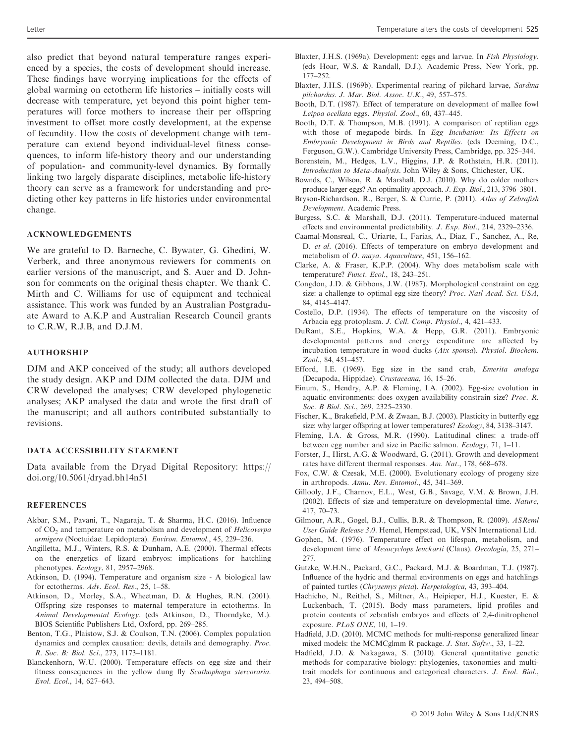also predict that beyond natural temperature ranges experienced by a species, the costs of development should increase. These findings have worrying implications for the effects of global warming on ectotherm life histories – initially costs will decrease with temperature, yet beyond this point higher temperatures will force mothers to increase their per offspring investment to offset more costly development, at the expense of fecundity. How the costs of development change with temperature can extend beyond individual-level fitness consequences, to inform life-history theory and our understanding of population- and community-level dynamics. By formally linking two largely disparate disciplines, metabolic life-history theory can serve as a framework for understanding and predicting other key patterns in life histories under environmental change.

## ACKNOWLEDGEMENTS

We are grateful to D. Barneche, C. Bywater, G. Ghedini, W. Verberk, and three anonymous reviewers for comments on earlier versions of the manuscript, and S. Auer and D. Johnson for comments on the original thesis chapter. We thank C. Mirth and C. Williams for use of equipment and technical assistance. This work was funded by an Australian Postgraduate Award to A.K.P and Australian Research Council grants to C.R.W, R.J.B, and D.J.M.

## AUTHORSHIP

DJM and AKP conceived of the study; all authors developed the study design. AKP and DJM collected the data. DJM and CRW developed the analyses; CRW developed phylogenetic analyses; AKP analysed the data and wrote the first draft of the manuscript; and all authors contributed substantially to revisions.

## DATA ACCESSIBILITY STAEMENT

Data available from the Dryad Digital Repository: https://doi.org/10.5061/dryad.bh14n51

## REFERENCES

Akbar, S.M., Pavani, T., Nagaraja, T. & Sharma, H.C. (2016). Influence of $CO_2$ and temperature on metabolism and development of *Helicoverpa armigera* (Noctuidae: Lepidoptera). *Environ. Entomol.*, 45, 229–236.

Angilletta, M.J., Winters, R.S. & Dunham, A.E. (2000). Thermal effects on the energetics of lizard embryos: implications for hatchling phenotypes. *Ecology*, 81, 2957–2968.

Atkinson, D. (1994). Temperature and organism size - A biological law for ectotherms. *Adv. Ecol. Res.*, 25, 1–58.

Atkinson, D., Morley, S.A., Wheetman, D. & Hughes, R.N. (2001). Offspring size responses to maternal temperature in ectotherms. In *Animal Developmental Ecology*. (eds Atkinson, D., Thorndyke, M.). BIOS Scientific Publishers Ltd, Oxford, pp. 269–285.

Benton, T.G., Plaistow, S.J. & Coulson, T.N. (2006). Complex population dynamics and complex causation: devils, details and demography. *Proc. R. Soc. B: Biol. Sci.*, 273, 1173–1181.

Blanckenhorn, W.U. (2000). Temperature effects on egg size and their fitness consequences in the yellow dung fly *Scathophaga stercoraria*. *Evol. Ecol.*, 14, 627–643.

Blaxter, J.H.S. (1969a). Development: eggs and larvae. In *Fish Physiology*. (eds Hoar, W.S. & Randall, D.J.). Academic Press, New York, pp. 177–252.

Blaxter, J.H.S. (1969b). Experimental rearing of pilchard larvae, *Sardina pilchardus*. *J. Mar. Biol. Assoc. U.K.*, 49, 557–575.

Booth, D.T. (1987). Effect of temperature on development of mallee fowl *Leipoa ocellata* eggs. *Physiol. Zool.*, 60, 437–445.

Booth, D.T. & Thompson, M.B. (1991). A comparison of reptilian eggs with those of megapode birds. In *Egg Incubation: Its Effects on Embryonic Development in Birds and Reptiles*. (eds Deeming, D.C., Ferguson, G.W.). Cambridge University Press, Cambridge, pp. 325–344.

Borenstein, M., Hedges, L.V., Higgins, J.P. & Rothstein, H.R. (2011). *Introduction to Meta-Analysis*. John Wiley & Sons, Chichester, UK.

Bownds, C., Wilson, R. & Marshall, D.J. (2010). Why do colder mothers produce larger eggs? An optimality approach. *J. Exp. Biol.*, 213, 3796–3801.

Bryson-Richardson, R., Berger, S. & Currie, P. (2011). *Atlas of Zebrafish Development*. Academic Press.

Burgess, S.C. & Marshall, D.J. (2011). Temperature-induced maternal effects and environmental predictability. *J. Exp. Biol.*, 214, 2329–2336.

Caamal-Monsreal, C., Uriarte, I., Farias, A., Diaz, F., Sanchez, A., Re, D. *et al.* (2016). Effects of temperature on embryo development and metabolism of *O. maya*. *Aquaculture*, 451, 156–162.

Clarke, A. & Fraser, K.P.P. (2004). Why does metabolism scale with temperature? *Funct. Ecol.*, 18, 243–251.

Congdon, J.D. & Gibbons, J.W. (1987). Morphological constraint on egg size: a challenge to optimal egg size theory? *Proc. Natl Acad. Sci. USA*, 84, 4145–4147.

Costello, D.P. (1934). The effects of temperature on the viscosity of Arbacia egg protoplasm. *J. Cell. Comp. Physiol.*, 4, 421–433.

DuRant, S.E., Hopkins, W.A. & Hepp, G.R. (2011). Embryonic developmental patterns and energy expenditure are affected by incubation temperature in wood ducks (*Aix sponsa*). *Physiol. Biochem. Zool.*, 84, 451–457.

Efford, I.E. (1969). Egg size in the sand crab, *Emerita analoga* (Decapoda, Hippidae). *Crustaceana*, 16, 15–26.

Einum, S., Hendry, A.P. & Fleming, I.A. (2002). Egg-size evolution in aquatic environments: does oxygen availability constrain size? *Proc. R. Soc. B Biol. Sci.*, 269, 2325–2330.

Fischer, K., Brakefield, P.M. & Zwaan, B.J. (2003). Plasticity in butterfly egg size: why larger offspring at lower temperatures? *Ecology*, 84, 3138–3147.

Fleming, I.A. & Gross, M.R. (1990). Latitudinal clines: a trade-off between egg number and size in Pacific salmon. *Ecology*, 71, 1–11.

Forster, J., Hirst, A.G. & Woodward, G. (2011). Growth and development rates have different thermal responses. *Am. Nat.*, 178, 668–678.

Fox, C.W. & Czesak, M.E. (2000). Evolutionary ecology of progeny size in arthropods. *Annu. Rev. Entomol.*, 45, 341–369.

Gillooly, J.F., Charnov, E.L., West, G.B., Savage, V.M. & Brown, J.H. (2002). Effects of size and temperature on developmental time. *Nature*, 417, 70–73.

Gilmour, A.R., Gogel, B.J., Cullis, B.R. & Thompson, R. (2009). *ASReml User Guide Release 3.0*. Hemel, Hempstead, UK, VSN International Ltd.

Gophen, M. (1976). Temperature effect on lifespan, metabolism, and development time of *Mesocyclops leuckarti* (Claus). *Oecologia*, 25, 271–277.

Gutzke, W.H.N., Packard, G.C., Packard, M.J. & Boardman, T.J. (1987). Influence of the hydric and thermal environments on eggs and hatchlings of painted turtles (*Chrysemys picta*). *Herpetologica*, 43, 393–404.

Hachicho, N., Reithel, S., Miltner, A., Heipieper, H.J., Kuester, E. & Luckenbach, T. (2015). Body mass parameters, lipid profiles and protein contents of zebrafish embryos and effects of 2,4-dinitrophenol exposure. *PLoS ONE*, 10, 1–19.

Hadfield, J.D. (2010). MCMC methods for multi-response generalized linear mixed models: the MCMCglmm R package. *J. Stat. Softw.*, 33, 1–22.

Hadfield, J.D. & Nakagawa, S. (2010). General quantitative genetic methods for comparative biology: phylogenies, taxonomies and multi-trait models for continuous and categorical characters. *J. Evol. Biol.*, 23, 494–508.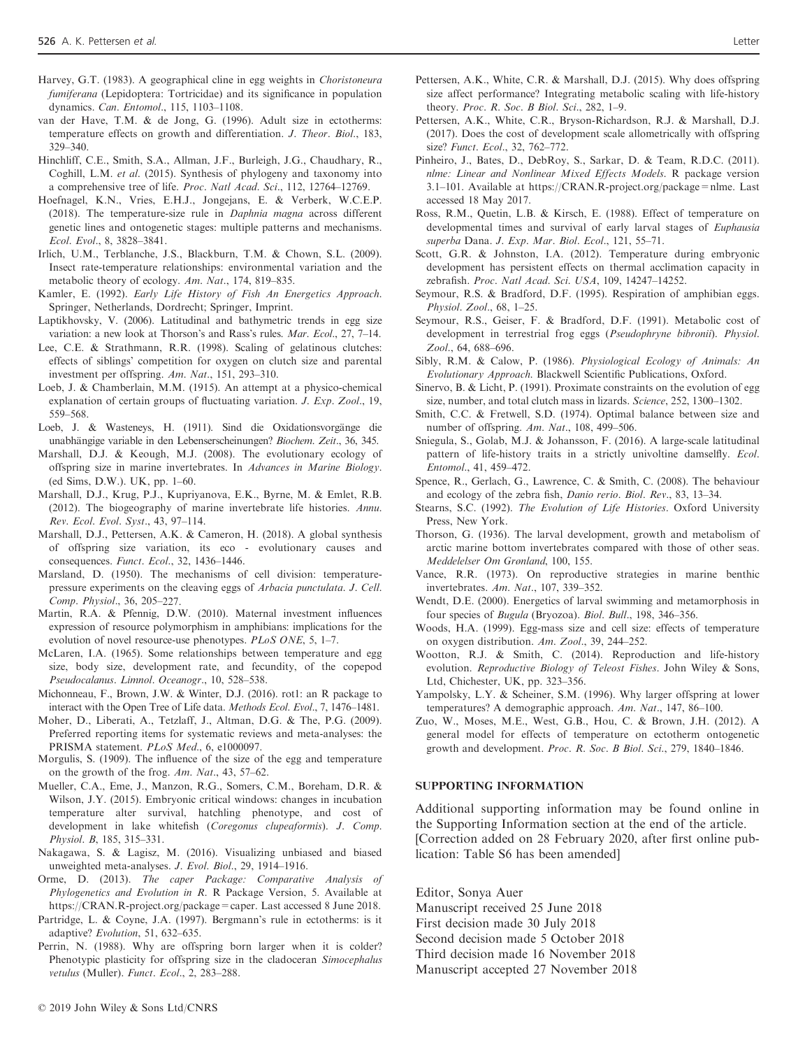Harvey, G.T. (1983). A geographical cline in egg weights in *Choristoneura fumiferana* (Lepidoptera: Tortricidae) and its significance in population dynamics. *Can. Entomol.*, 115, 1103–1108.

van der Have, T.M. & de Jong, G. (1996). Adult size in ectotherms: temperature effects on growth and differentiation. *J. Theor. Biol.*, 183, 329–340.

Hinchliff, C.E., Smith, S.A., Allman, J.F., Burleigh, J.G., Chaudhary, R., Coghill, L.M. *et al.* (2015). Synthesis of phylogeny and taxonomy into a comprehensive tree of life. *Proc. Natl Acad. Sci.*, 112, 12764–12769.

Hoefnagel, K.N., Vries, E.H.J., Jongejans, E. & Verberk, W.C.E.P. (2018). The temperature-size rule in *Daphnia magna* across different genetic lines and ontogenetic stages: multiple patterns and mechanisms. *Ecol. Evol.*, 8, 3828–3841.

Irlich, U.M., Terblanche, J.S., Blackburn, T.M. & Chown, S.L. (2009). Insect rate-temperature relationships: environmental variation and the metabolic theory of ecology. *Am. Nat.*, 174, 819–835.

Kamler, E. (1992). *Early Life History of Fish An Energetics Approach*. Springer, Netherlands, Dordrecht; Springer, Imprint.

Laptikhovsky, V. (2006). Latitudinal and bathymetric trends in egg size variation: a new look at Thorson's and Rass's rules. *Mar. Ecol.*, 27, 7–14.

Lee, C.E. & Strathmann, R.R. (1998). Scaling of gelatinous clutches: effects of siblings' competition for oxygen on clutch size and parental investment per offspring. *Am. Nat.*, 151, 293–310.

Loeb, J. & Chamberlain, M.M. (1915). An attempt at a physico-chemical explanation of certain groups of fluctuating variation. *J. Exp. Zool.*, 19, 559–568.

Loeb, J. & Wasteneys, H. (1911). Sind die Oxidationsvorgänge die unabhängige variable in den Lebenserscheinungen? *Biochem. Zeit*., 36, 345.

Marshall, D.J. & Keough, M.J. (2008). The evolutionary ecology of offspring size in marine invertebrates. In *Advances in Marine Biology*. (ed Sims, D.W.). UK, pp. 1–60.

Marshall, D.J., Krug, P.J., Kupriyanova, E.K., Byrne, M. & Emlet, R.B. (2012). The biogeography of marine invertebrate life histories. *Annu. Rev. Ecol. Evol. Syst.*, 43, 97–114.

Marshall, D.J., Pettersen, A.K. & Cameron, H. (2018). A global synthesis of offspring size variation, its eco - evolutionary causes and consequences. *Funct. Ecol.*, 32, 1436–1446.

Marsland, D. (1950). The mechanisms of cell division: temperature-pressure experiments on the cleaving eggs of *Arbacia punctulata*. *J. Cell. Comp. Physiol.*, 36, 205–227.

Martin, R.A. & Pfennig, D.W. (2010). Maternal investment influences expression of resource polymorphism in amphibians: implications for the evolution of novel resource-use phenotypes. *PLoS ONE*, 5, 1–7.

McLaren, I.A. (1965). Some relationships between temperature and egg size, body size, development rate, and fecundity, of the copepod *Pseudocalanus*. *Limnol. Oceanogr.*, 10, 528–538.

Michonneau, F., Brown, J.W. & Winter, D.J. (2016). rotl: an R package to interact with the Open Tree of Life data. *Methods Ecol. Evol.*, 7, 1476–1481.

Moher, D., Liberati, A., Tetzlaff, J., Altman, D.G. & The, P.G. (2009). Preferred reporting items for systematic reviews and meta-analyses: the PRISMA statement. *PLoS Med.*, 6, e1000097.

Morgulis, S. (1909). The influence of the size of the egg and temperature on the growth of the frog. *Am. Nat.*, 43, 57–62.

Mueller, C.A., Eme, J., Manzon, R.G., Somers, C.M., Boreham, D.R. & Wilson, J.Y. (2015). Embryonic critical windows: changes in incubation temperature alter survival, hatchling phenotype, and cost of development in lake whitefish (*Coregonus clupeaformis*). *J. Comp. Physiol. B*, 185, 315–331.

Nakagawa, S. & Lagisz, M. (2016). Visualizing unbiased and biased unweighted meta-analyses. *J. Evol. Biol.*, 29, 1914–1916.

Orme, D. (2013). *The caper Package: Comparative Analysis of Phylogenetics and Evolution in R*. R Package Version, 5. Available at https://CRAN.R-project.org/package=caper. Last accessed 8 June 2018.

Partridge, L. & Coyne, J.A. (1997). Bergmann's rule in ectotherms: is it adaptive? *Evolution*, 51, 632–635.

Perrin, N. (1988). Why are offspring born larger when it is colder? Phenotypic plasticity for offspring size in the cladoceran *Simocephalus vetulus* (Muller). *Funct. Ecol.*, 2, 283–288.

Pettersen, A.K., White, C.R. & Marshall, D.J. (2015). Why does offspring size affect performance? Integrating metabolic scaling with life-history theory. *Proc. R. Soc. B Biol. Sci.*, 282, 1–9.

Pettersen, A.K., White, C.R., Bryson-Richardson, R.J. & Marshall, D.J. (2017). Does the cost of development scale allometrically with offspring size? *Funct. Ecol.*, 32, 762–772.

Pinheiro, J., Bates, D., DebRoy, S., Sarkar, D. & Team, R.D.C. (2011). *nlme: Linear and Nonlinear Mixed Effects Models*. R package version 3.1–101. Available at https://CRAN.R-project.org/package=nlme. Last accessed 18 May 2017.

Ross, R.M., Quetin, L.B. & Kirsch, E. (1988). Effect of temperature on developmental times and survival of early larval stages of *Euphausia superba* Dana. *J. Exp. Mar. Biol. Ecol.*, 121, 55–71.

Scott, G.R. & Johnston, I.A. (2012). Temperature during embryonic development has persistent effects on thermal acclimation capacity in zebrafish. *Proc. Natl Acad. Sci. USA*, 109, 14247–14252.

Seymour, R.S. & Bradford, D.F. (1995). Respiration of amphibian eggs. *Physiol. Zool.*, 68, 1–25.

Seymour, R.S., Geiser, F. & Bradford, D.F. (1991). Metabolic cost of development in terrestrial frog eggs (*Pseudophryne bibronii*). *Physiol. Zool.*, 64, 688–696.

Sibly, R.M. & Calow, P. (1986). *Physiological Ecology of Animals: An Evolutionary Approach*. Blackwell Scientific Publications, Oxford.

Sinervo, B. & Licht, P. (1991). Proximate constraints on the evolution of egg size, number, and total clutch mass in lizards. *Science*, 252, 1300–1302.

Smith, C.C. & Fretwell, S.D. (1974). Optimal balance between size and number of offspring. *Am. Nat.*, 108, 499–506.

Sniegula, S., Golab, M.J. & Johansson, F. (2016). A large-scale latitudinal pattern of life-history traits in a strictly univoltine damselfly. *Ecol. Entomol.*, 41, 459–472.

Spence, R., Gerlach, G., Lawrence, C. & Smith, C. (2008). The behaviour and ecology of the zebra fish, *Danio rerio*. *Biol. Rev.*, 83, 13–34.

Stearns, S.C. (1992). *The Evolution of Life Histories*. Oxford University Press, New York.

Thorson, G. (1936). The larval development, growth and metabolism of arctic marine bottom invertebrates compared with those of other seas. *Meddelelser Om Gronland*, 100, 155.

Vance, R.R. (1973). On reproductive strategies in marine benthic invertebrates. *Am. Nat.*, 107, 339–352.

Wendt, D.E. (2000). Energetics of larval swimming and metamorphosis in four species of *Bugula* (Bryozoa). *Biol. Bull.*, 198, 346–356.

Woods, H.A. (1999). Egg-mass size and cell size: effects of temperature on oxygen distribution. *Am. Zool.*, 39, 244–252.

Wootton, R.J. & Smith, C. (2014). Reproduction and life-history evolution. *Reproductive Biology of Teleost Fishes*. John Wiley & Sons, Ltd, Chichester, UK, pp. 323–356.

Yampolsky, L.Y. & Scheiner, S.M. (1996). Why larger offspring at lower temperatures? A demographic approach. *Am. Nat.*, 147, 86–100.

Zuo, W., Moses, M.E., West, G.B., Hou, C. & Brown, J.H. (2012). A general model for effects of temperature on ectotherm ontogenetic growth and development. *Proc. R. Soc. B Biol. Sci.*, 279, 1840–1846.

## SUPPORTING INFORMATION

Additional supporting information may be found online in the Supporting Information section at the end of the article. [Correction added on 28 February 2020, after first online publication: Table S6 has been amended]

Editor, Sonya Auer
Manuscript received 25 June 2018
First decision made 30 July 2018
Second decision made 5 October 2018
Third decision made 16 November 2018
Manuscript accepted 27 November 2018

© 2019 John Wiley & Sons Ltd/CNRS